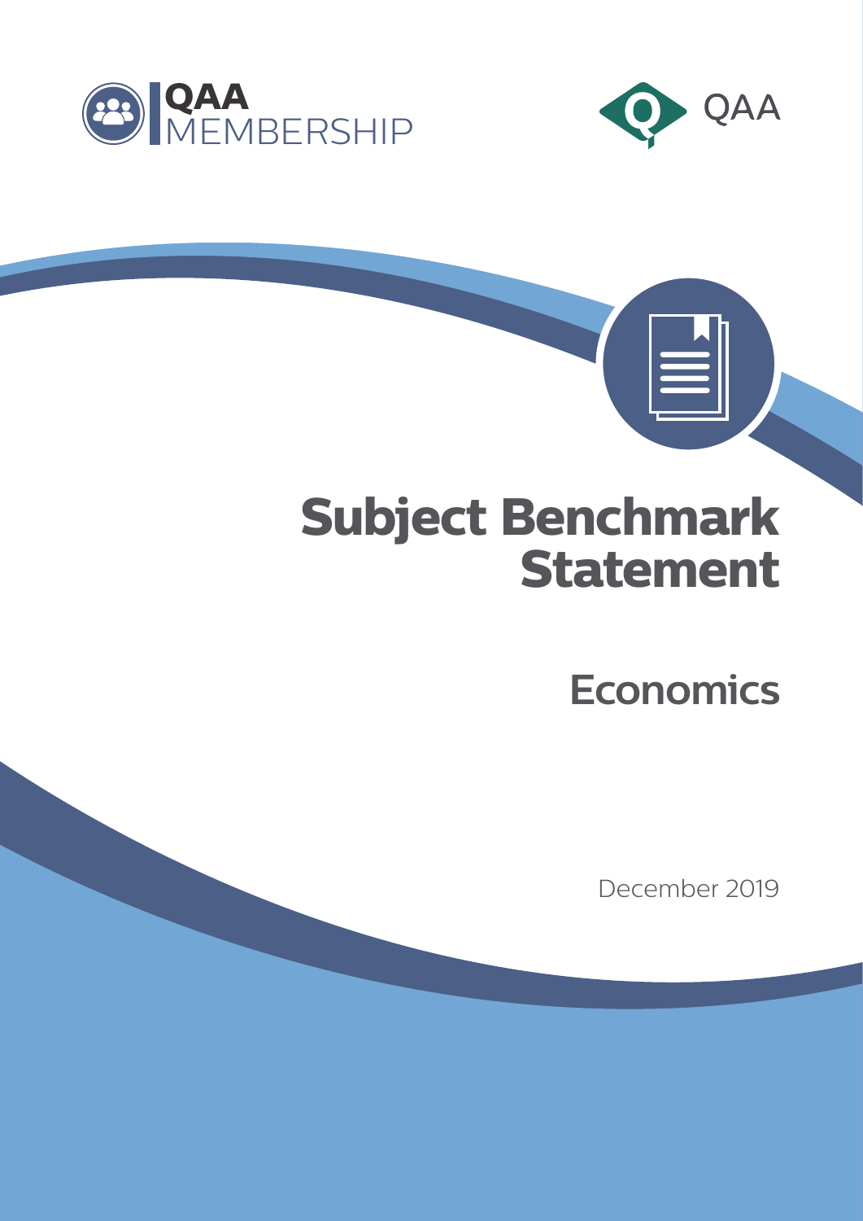QAA MEMBERSHIP

QAA

# Subject Benchmark Statement

## Economics

December 2019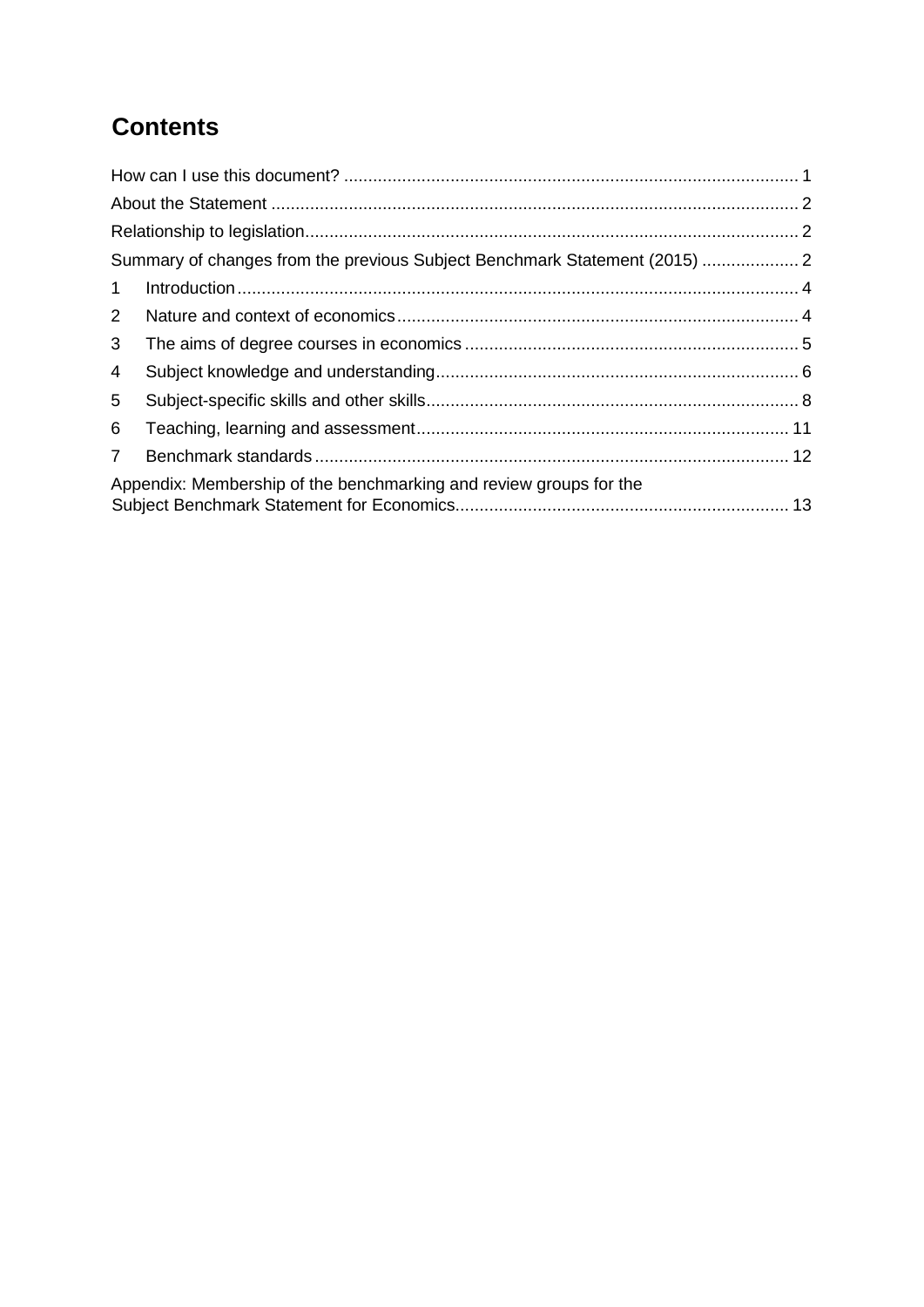# Contents

How can I use this document? ..... 1

About the Statement ..... 2

Relationship to legislation ..... 2

Summary of changes from the previous Subject Benchmark Statement (2015) ..... 2

1 Introduction ..... 4

2 Nature and context of economics ..... 4

3 The aims of degree courses in economics ..... 5

4 Subject knowledge and understanding ..... 6

5 Subject-specific skills and other skills ..... 8

6 Teaching, learning and assessment ..... 11

7 Benchmark standards ..... 12

Appendix: Membership of the benchmarking and review groups for the Subject Benchmark Statement for Economics ..... 13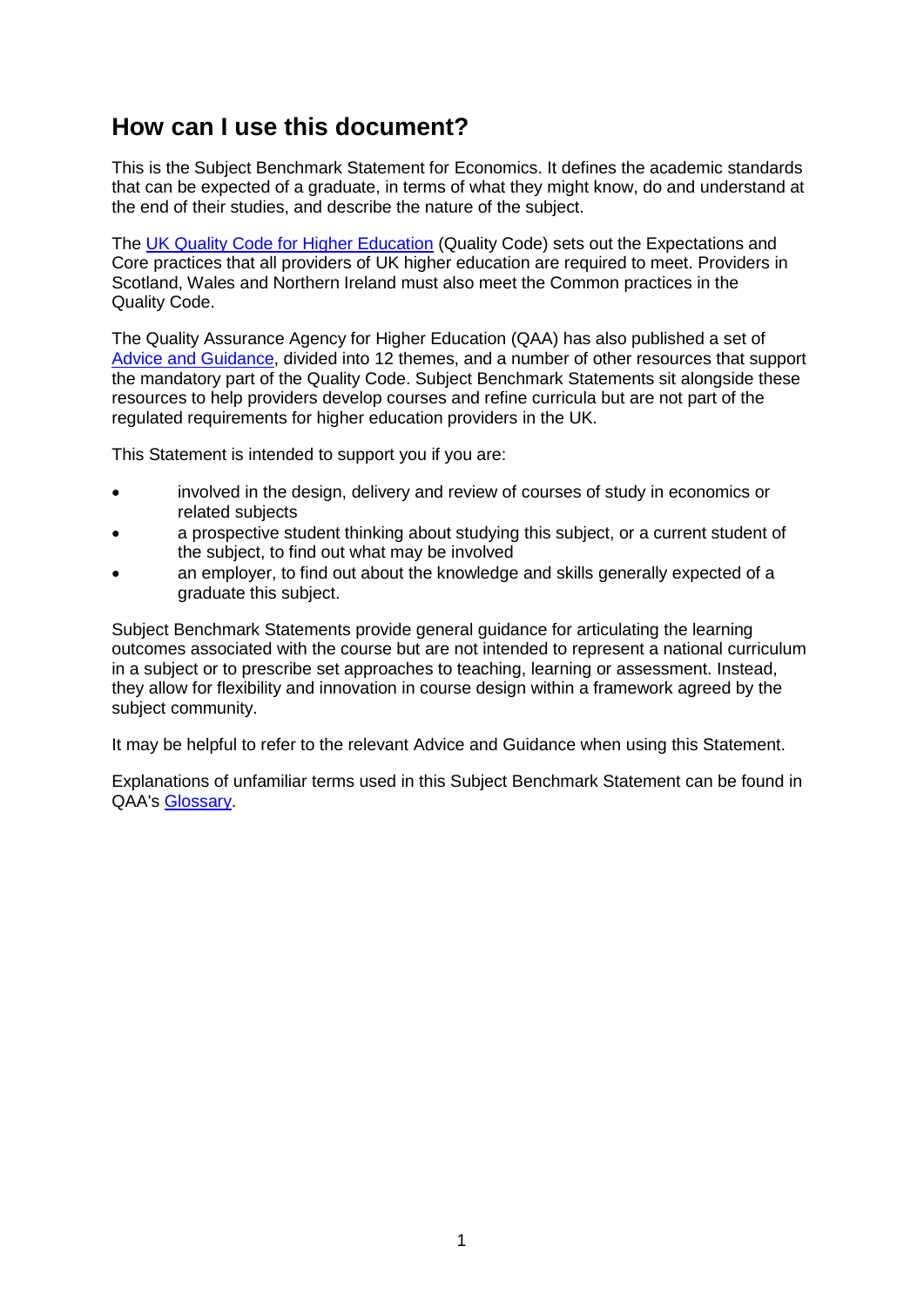## How can I use this document?

This is the Subject Benchmark Statement for Economics. It defines the academic standards that can be expected of a graduate, in terms of what they might know, do and understand at the end of their studies, and describe the nature of the subject.

The [UK Quality Code for Higher Education](UK Quality Code for Higher Education) (Quality Code) sets out the Expectations and Core practices that all providers of UK higher education are required to meet. Providers in Scotland, Wales and Northern Ireland must also meet the Common practices in the Quality Code.

The Quality Assurance Agency for Higher Education (QAA) has also published a set of [Advice and Guidance](Advice and Guidance), divided into 12 themes, and a number of other resources that support the mandatory part of the Quality Code. Subject Benchmark Statements sit alongside these resources to help providers develop courses and refine curricula but are not part of the regulated requirements for higher education providers in the UK.

This Statement is intended to support you if you are:

- involved in the design, delivery and review of courses of study in economics or related subjects
- a prospective student thinking about studying this subject, or a current student of the subject, to find out what may be involved
- an employer, to find out about the knowledge and skills generally expected of a graduate this subject.

Subject Benchmark Statements provide general guidance for articulating the learning outcomes associated with the course but are not intended to represent a national curriculum in a subject or to prescribe set approaches to teaching, learning or assessment. Instead, they allow for flexibility and innovation in course design within a framework agreed by the subject community.

It may be helpful to refer to the relevant Advice and Guidance when using this Statement.

Explanations of unfamiliar terms used in this Subject Benchmark Statement can be found in QAA's [Glossary](Glossary).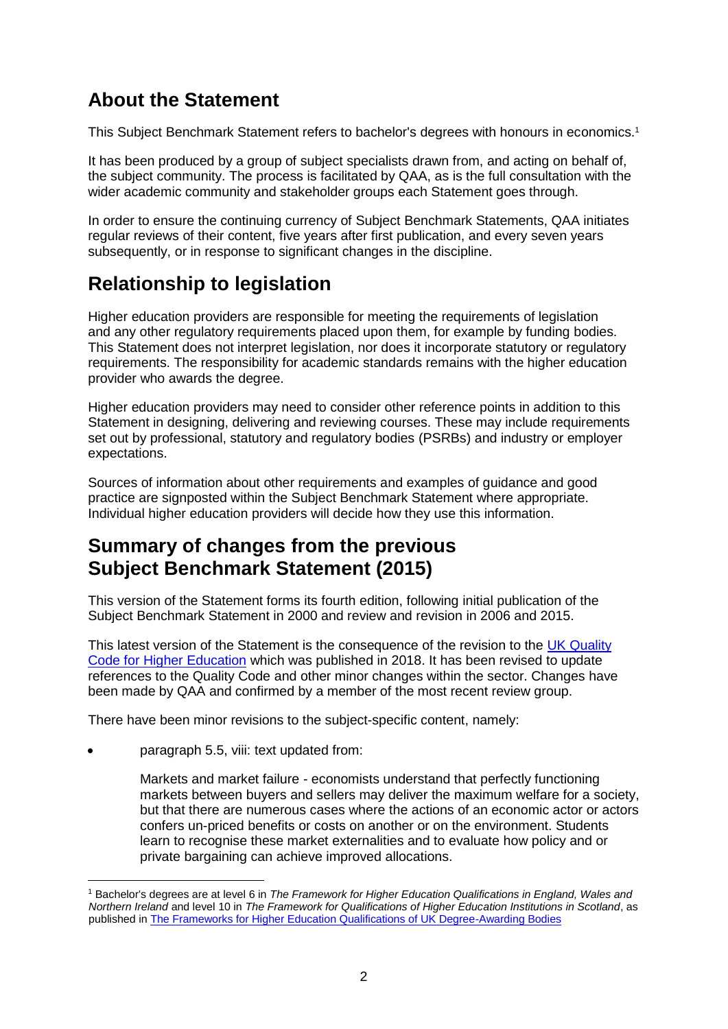## About the Statement

This Subject Benchmark Statement refers to bachelor's degrees with honours in economics.[1]

It has been produced by a group of subject specialists drawn from, and acting on behalf of, the subject community. The process is facilitated by QAA, as is the full consultation with the wider academic community and stakeholder groups each Statement goes through.

In order to ensure the continuing currency of Subject Benchmark Statements, QAA initiates regular reviews of their content, five years after first publication, and every seven years subsequently, or in response to significant changes in the discipline.

## Relationship to legislation

Higher education providers are responsible for meeting the requirements of legislation and any other regulatory requirements placed upon them, for example by funding bodies. This Statement does not interpret legislation, nor does it incorporate statutory or regulatory requirements. The responsibility for academic standards remains with the higher education provider who awards the degree.

Higher education providers may need to consider other reference points in addition to this Statement in designing, delivering and reviewing courses. These may include requirements set out by professional, statutory and regulatory bodies (PSRBs) and industry or employer expectations.

Sources of information about other requirements and examples of guidance and good practice are signposted within the Subject Benchmark Statement where appropriate. Individual higher education providers will decide how they use this information.

## Summary of changes from the previous Subject Benchmark Statement (2015)

This version of the Statement forms its fourth edition, following initial publication of the Subject Benchmark Statement in 2000 and review and revision in 2006 and 2015.

This latest version of the Statement is the consequence of the revision to the UK Quality Code for Higher Education which was published in 2018. It has been revised to update references to the Quality Code and other minor changes within the sector. Changes have been made by QAA and confirmed by a member of the most recent review group.

There have been minor revisions to the subject-specific content, namely:

- paragraph 5.5, viii: text updated from:

  Markets and market failure - economists understand that perfectly functioning markets between buyers and sellers may deliver the maximum welfare for a society, but that there are numerous cases where the actions of an economic actor or actors confers un-priced benefits or costs on another or on the environment. Students learn to recognise these market externalities and to evaluate how policy and or private bargaining can achieve improved allocations.

[1] Bachelor's degrees are at level 6 in *The Framework for Higher Education Qualifications in England, Wales and Northern Ireland* and level 10 in *The Framework for Qualifications of Higher Education Institutions in Scotland*, as published in The Frameworks for Higher Education Qualifications of UK Degree-Awarding Bodies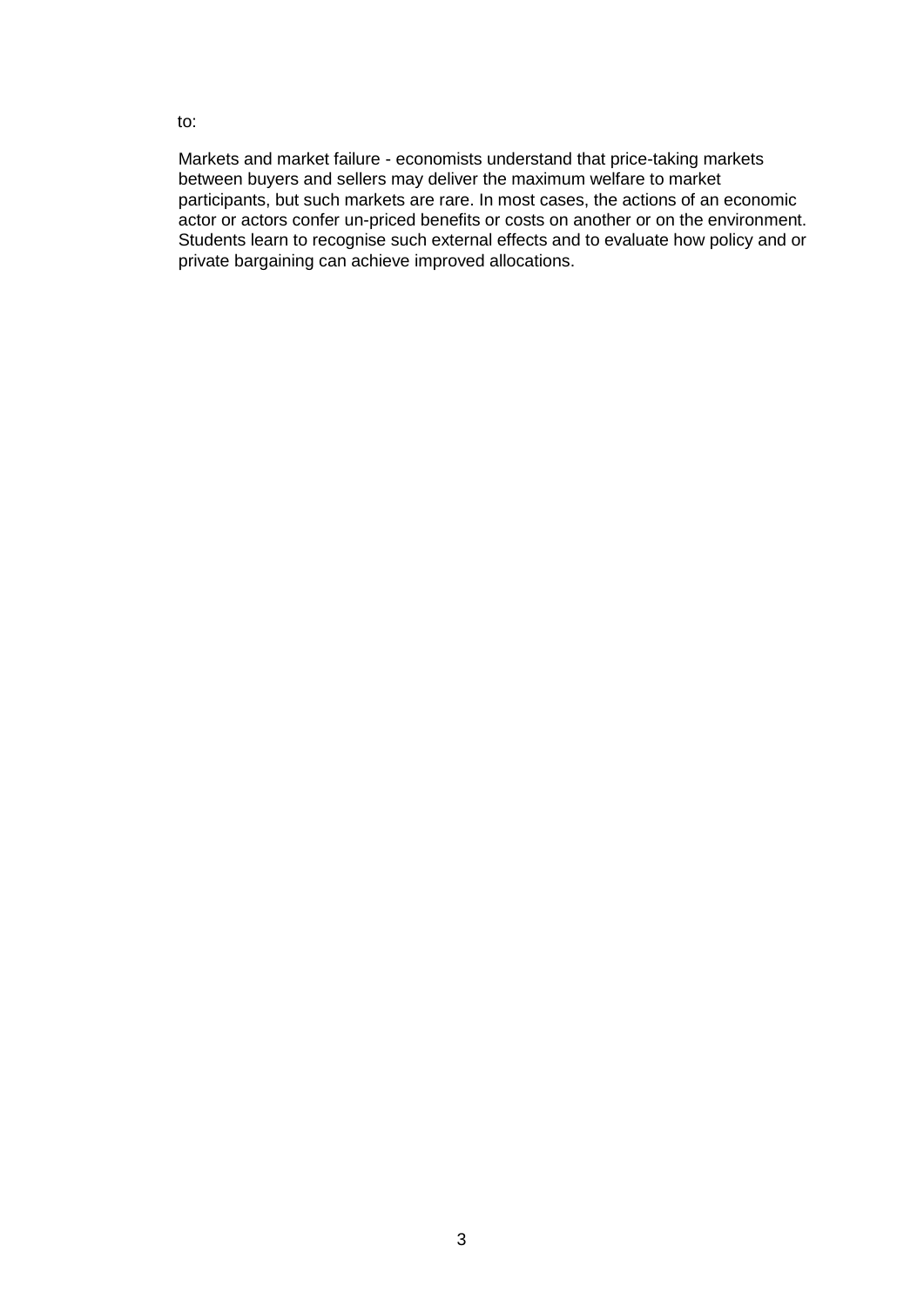to:

Markets and market failure - economists understand that price-taking markets between buyers and sellers may deliver the maximum welfare to market participants, but such markets are rare. In most cases, the actions of an economic actor or actors confer un-priced benefits or costs on another or on the environment. Students learn to recognise such external effects and to evaluate how policy and or private bargaining can achieve improved allocations.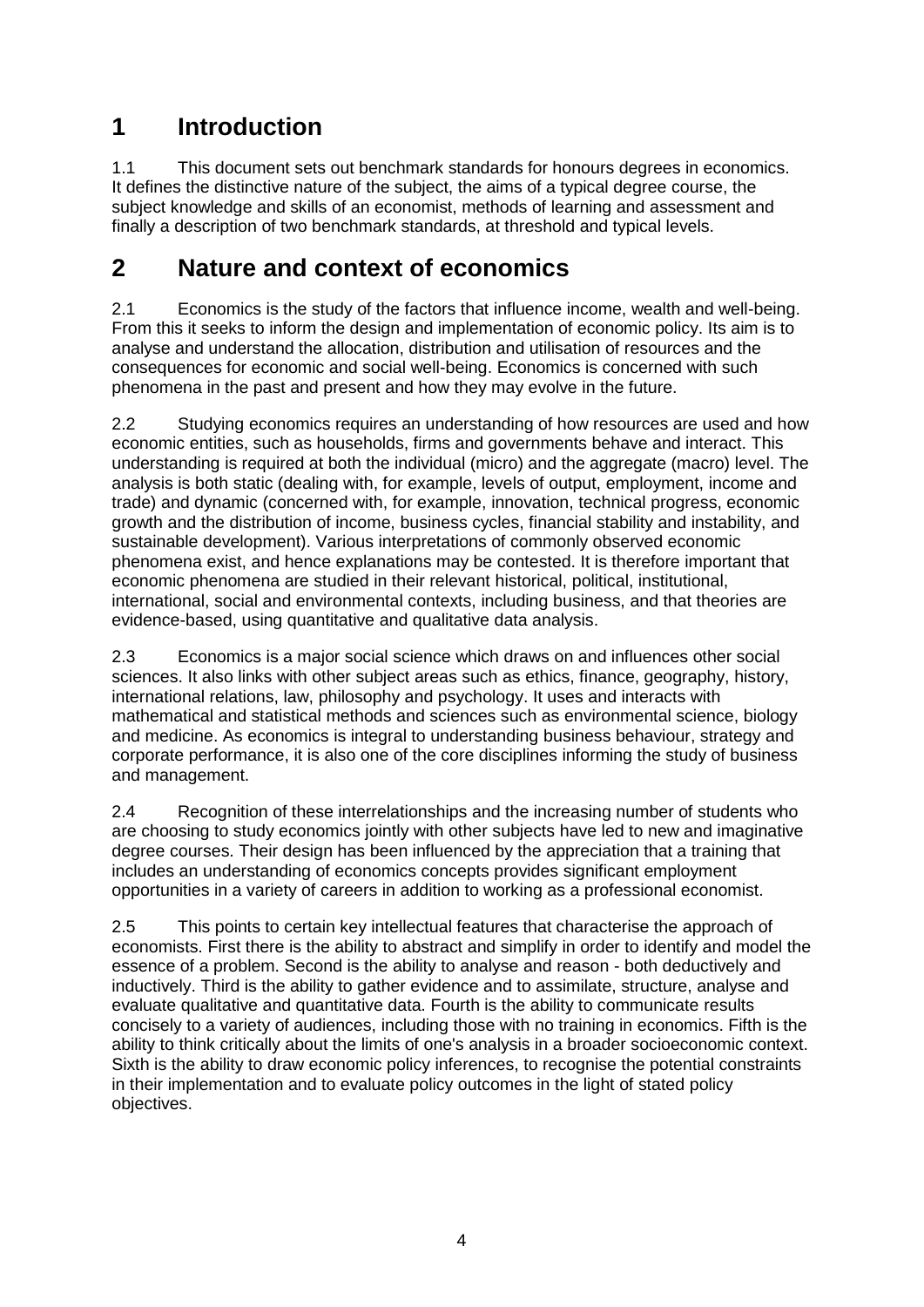# 1 Introduction

1.1 This document sets out benchmark standards for honours degrees in economics. It defines the distinctive nature of the subject, the aims of a typical degree course, the subject knowledge and skills of an economist, methods of learning and assessment and finally a description of two benchmark standards, at threshold and typical levels.

# 2 Nature and context of economics

2.1 Economics is the study of the factors that influence income, wealth and well-being. From this it seeks to inform the design and implementation of economic policy. Its aim is to analyse and understand the allocation, distribution and utilisation of resources and the consequences for economic and social well-being. Economics is concerned with such phenomena in the past and present and how they may evolve in the future.

2.2 Studying economics requires an understanding of how resources are used and how economic entities, such as households, firms and governments behave and interact. This understanding is required at both the individual (micro) and the aggregate (macro) level. The analysis is both static (dealing with, for example, levels of output, employment, income and trade) and dynamic (concerned with, for example, innovation, technical progress, economic growth and the distribution of income, business cycles, financial stability and instability, and sustainable development). Various interpretations of commonly observed economic phenomena exist, and hence explanations may be contested. It is therefore important that economic phenomena are studied in their relevant historical, political, institutional, international, social and environmental contexts, including business, and that theories are evidence-based, using quantitative and qualitative data analysis.

2.3 Economics is a major social science which draws on and influences other social sciences. It also links with other subject areas such as ethics, finance, geography, history, international relations, law, philosophy and psychology. It uses and interacts with mathematical and statistical methods and sciences such as environmental science, biology and medicine. As economics is integral to understanding business behaviour, strategy and corporate performance, it is also one of the core disciplines informing the study of business and management.

2.4 Recognition of these interrelationships and the increasing number of students who are choosing to study economics jointly with other subjects have led to new and imaginative degree courses. Their design has been influenced by the appreciation that a training that includes an understanding of economics concepts provides significant employment opportunities in a variety of careers in addition to working as a professional economist.

2.5 This points to certain key intellectual features that characterise the approach of economists. First there is the ability to abstract and simplify in order to identify and model the essence of a problem. Second is the ability to analyse and reason - both deductively and inductively. Third is the ability to gather evidence and to assimilate, structure, analyse and evaluate qualitative and quantitative data. Fourth is the ability to communicate results concisely to a variety of audiences, including those with no training in economics. Fifth is the ability to think critically about the limits of one's analysis in a broader socioeconomic context. Sixth is the ability to draw economic policy inferences, to recognise the potential constraints in their implementation and to evaluate policy outcomes in the light of stated policy objectives.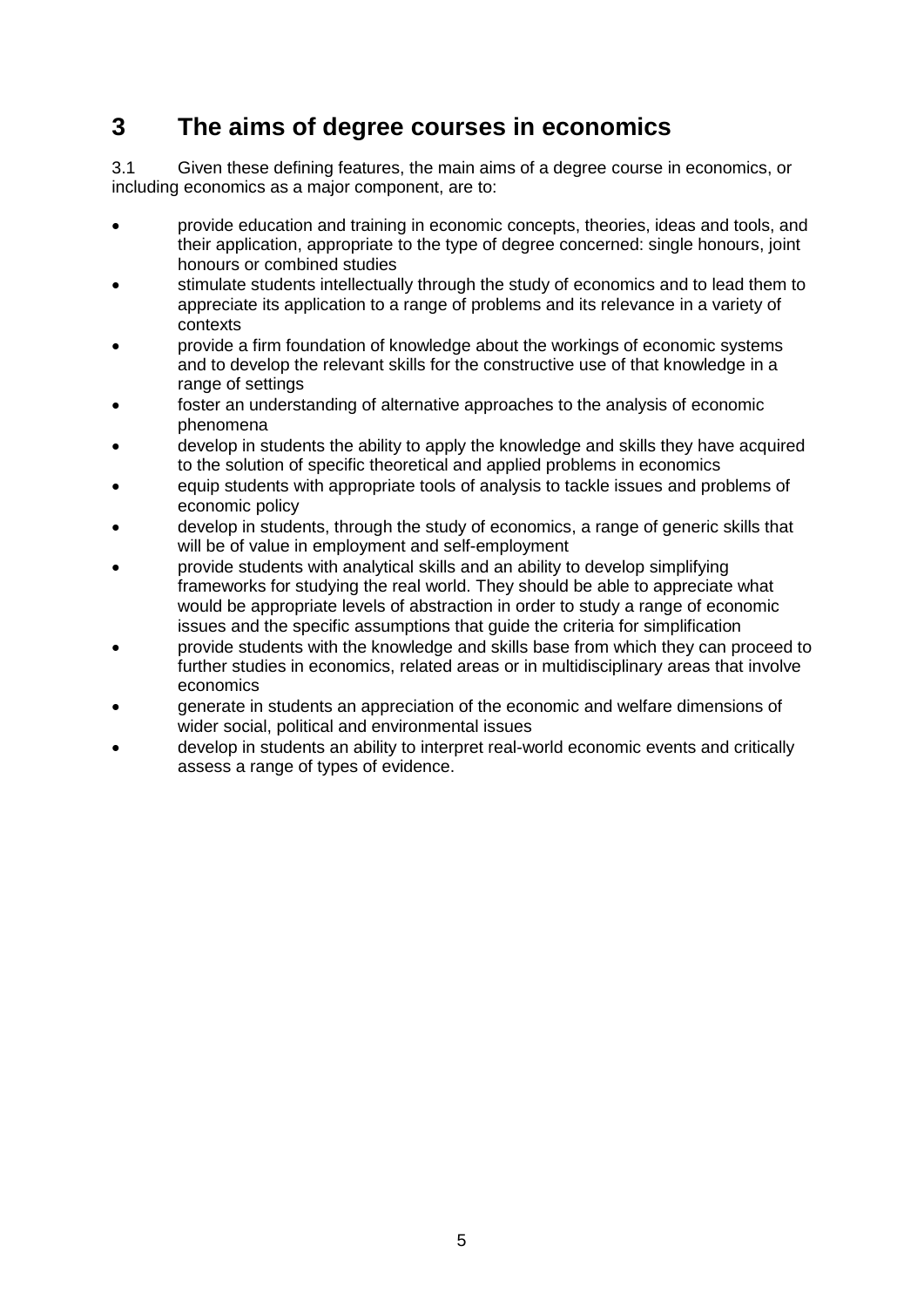# 3 The aims of degree courses in economics

3.1 Given these defining features, the main aims of a degree course in economics, or including economics as a major component, are to:

- provide education and training in economic concepts, theories, ideas and tools, and their application, appropriate to the type of degree concerned: single honours, joint honours or combined studies
- stimulate students intellectually through the study of economics and to lead them to appreciate its application to a range of problems and its relevance in a variety of contexts
- provide a firm foundation of knowledge about the workings of economic systems and to develop the relevant skills for the constructive use of that knowledge in a range of settings
- foster an understanding of alternative approaches to the analysis of economic phenomena
- develop in students the ability to apply the knowledge and skills they have acquired to the solution of specific theoretical and applied problems in economics
- equip students with appropriate tools of analysis to tackle issues and problems of economic policy
- develop in students, through the study of economics, a range of generic skills that will be of value in employment and self-employment
- provide students with analytical skills and an ability to develop simplifying frameworks for studying the real world. They should be able to appreciate what would be appropriate levels of abstraction in order to study a range of economic issues and the specific assumptions that guide the criteria for simplification
- provide students with the knowledge and skills base from which they can proceed to further studies in economics, related areas or in multidisciplinary areas that involve economics
- generate in students an appreciation of the economic and welfare dimensions of wider social, political and environmental issues
- develop in students an ability to interpret real-world economic events and critically assess a range of types of evidence.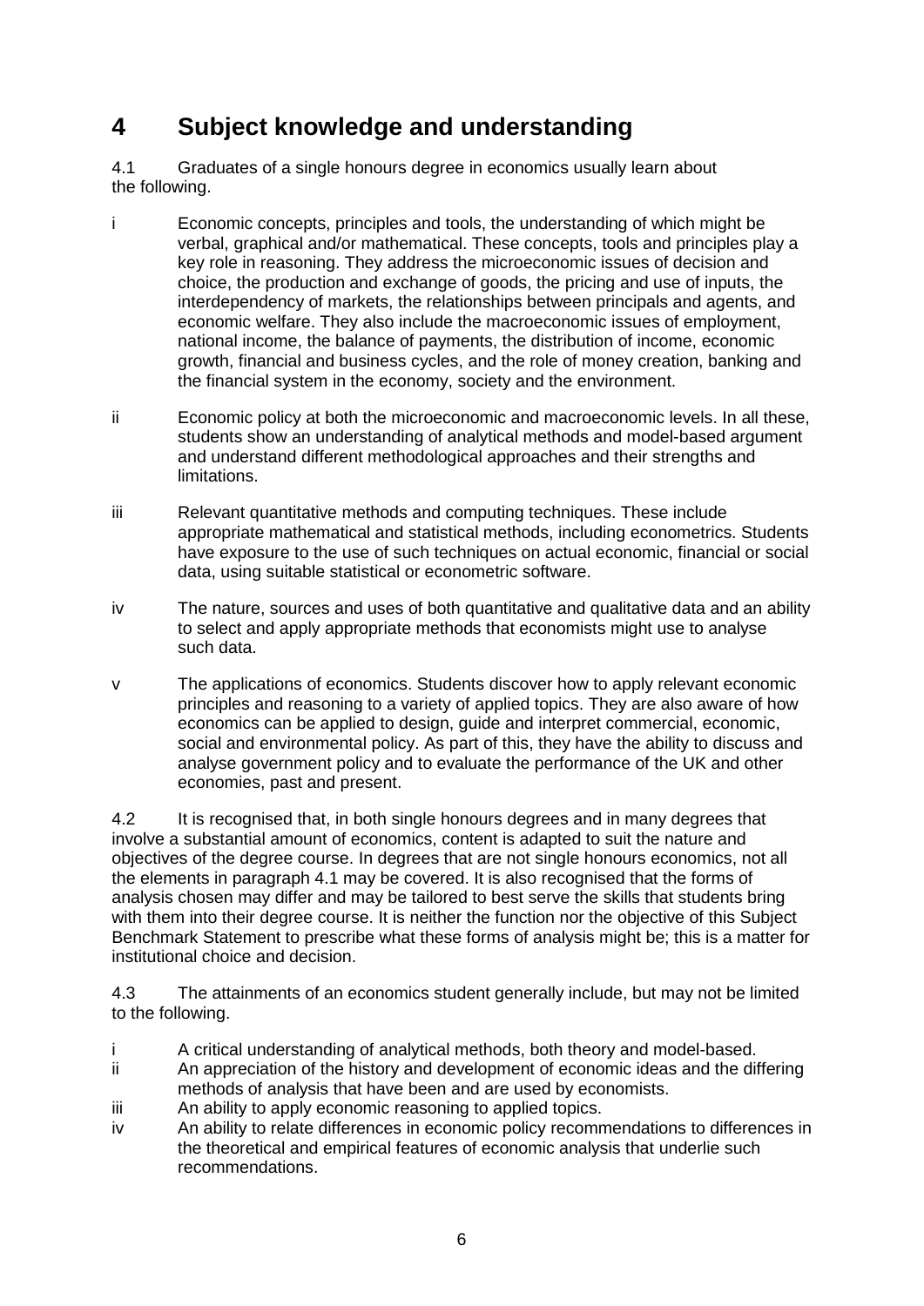# 4 Subject knowledge and understanding

4.1 Graduates of a single honours degree in economics usually learn about the following.

i Economic concepts, principles and tools, the understanding of which might be verbal, graphical and/or mathematical. These concepts, tools and principles play a key role in reasoning. They address the microeconomic issues of decision and choice, the production and exchange of goods, the pricing and use of inputs, the interdependency of markets, the relationships between principals and agents, and economic welfare. They also include the macroeconomic issues of employment, national income, the balance of payments, the distribution of income, economic growth, financial and business cycles, and the role of money creation, banking and the financial system in the economy, society and the environment.

ii Economic policy at both the microeconomic and macroeconomic levels. In all these, students show an understanding of analytical methods and model-based argument and understand different methodological approaches and their strengths and limitations.

iii Relevant quantitative methods and computing techniques. These include appropriate mathematical and statistical methods, including econometrics. Students have exposure to the use of such techniques on actual economic, financial or social data, using suitable statistical or econometric software.

iv The nature, sources and uses of both quantitative and qualitative data and an ability to select and apply appropriate methods that economists might use to analyse such data.

v The applications of economics. Students discover how to apply relevant economic principles and reasoning to a variety of applied topics. They are also aware of how economics can be applied to design, guide and interpret commercial, economic, social and environmental policy. As part of this, they have the ability to discuss and analyse government policy and to evaluate the performance of the UK and other economies, past and present.

4.2 It is recognised that, in both single honours degrees and in many degrees that involve a substantial amount of economics, content is adapted to suit the nature and objectives of the degree course. In degrees that are not single honours economics, not all the elements in paragraph 4.1 may be covered. It is also recognised that the forms of analysis chosen may differ and may be tailored to best serve the skills that students bring with them into their degree course. It is neither the function nor the objective of this Subject Benchmark Statement to prescribe what these forms of analysis might be; this is a matter for institutional choice and decision.

4.3 The attainments of an economics student generally include, but may not be limited to the following.

i A critical understanding of analytical methods, both theory and model-based.

ii An appreciation of the history and development of economic ideas and the differing methods of analysis that have been and are used by economists.

iii An ability to apply economic reasoning to applied topics.

iv An ability to relate differences in economic policy recommendations to differences in the theoretical and empirical features of economic analysis that underlie such recommendations.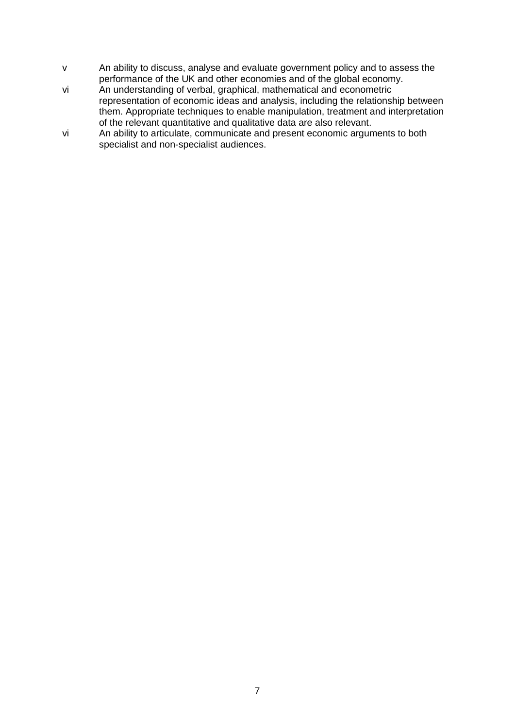v An ability to discuss, analyse and evaluate government policy and to assess the performance of the UK and other economies and of the global economy.

vi An understanding of verbal, graphical, mathematical and econometric representation of economic ideas and analysis, including the relationship between them. Appropriate techniques to enable manipulation, treatment and interpretation of the relevant quantitative and qualitative data are also relevant.

vi An ability to articulate, communicate and present economic arguments to both specialist and non-specialist audiences.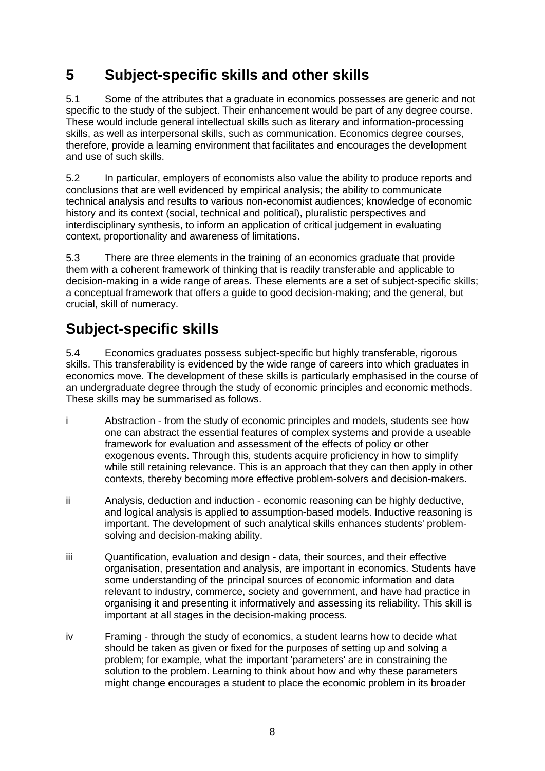# 5 Subject-specific skills and other skills

5.1 Some of the attributes that a graduate in economics possesses are generic and not specific to the study of the subject. Their enhancement would be part of any degree course. These would include general intellectual skills such as literary and information-processing skills, as well as interpersonal skills, such as communication. Economics degree courses, therefore, provide a learning environment that facilitates and encourages the development and use of such skills.

5.2 In particular, employers of economists also value the ability to produce reports and conclusions that are well evidenced by empirical analysis; the ability to communicate technical analysis and results to various non-economist audiences; knowledge of economic history and its context (social, technical and political), pluralistic perspectives and interdisciplinary synthesis, to inform an application of critical judgement in evaluating context, proportionality and awareness of limitations.

5.3 There are three elements in the training of an economics graduate that provide them with a coherent framework of thinking that is readily transferable and applicable to decision-making in a wide range of areas. These elements are a set of subject-specific skills; a conceptual framework that offers a guide to good decision-making; and the general, but crucial, skill of numeracy.

## Subject-specific skills

5.4 Economics graduates possess subject-specific but highly transferable, rigorous skills. This transferability is evidenced by the wide range of careers into which graduates in economics move. The development of these skills is particularly emphasised in the course of an undergraduate degree through the study of economic principles and economic methods. These skills may be summarised as follows.

i Abstraction - from the study of economic principles and models, students see how one can abstract the essential features of complex systems and provide a useable framework for evaluation and assessment of the effects of policy or other exogenous events. Through this, students acquire proficiency in how to simplify while still retaining relevance. This is an approach that they can then apply in other contexts, thereby becoming more effective problem-solvers and decision-makers.

ii Analysis, deduction and induction - economic reasoning can be highly deductive, and logical analysis is applied to assumption-based models. Inductive reasoning is important. The development of such analytical skills enhances students' problem-solving and decision-making ability.

iii Quantification, evaluation and design - data, their sources, and their effective organisation, presentation and analysis, are important in economics. Students have some understanding of the principal sources of economic information and data relevant to industry, commerce, society and government, and have had practice in organising it and presenting it informatively and assessing its reliability. This skill is important at all stages in the decision-making process.

iv Framing - through the study of economics, a student learns how to decide what should be taken as given or fixed for the purposes of setting up and solving a problem; for example, what the important 'parameters' are in constraining the solution to the problem. Learning to think about how and why these parameters might change encourages a student to place the economic problem in its broader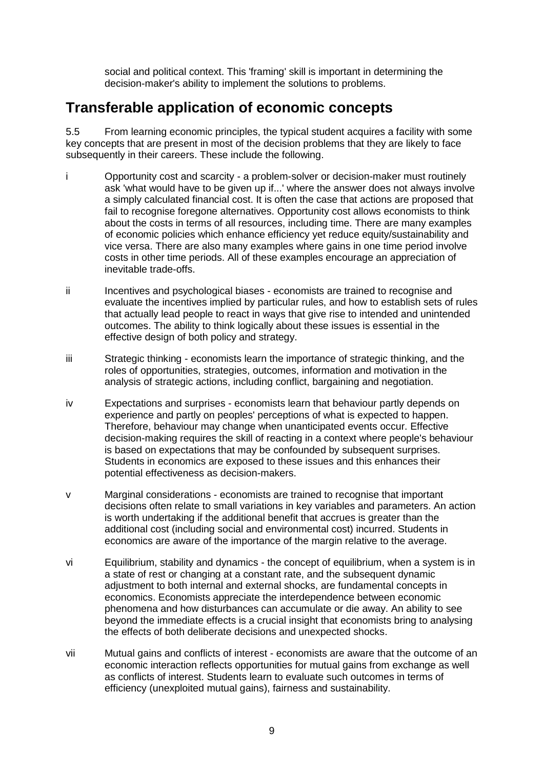social and political context. This 'framing' skill is important in determining the decision-maker's ability to implement the solutions to problems.

## Transferable application of economic concepts

5.5 From learning economic principles, the typical student acquires a facility with some key concepts that are present in most of the decision problems that they are likely to face subsequently in their careers. These include the following.

i Opportunity cost and scarcity - a problem-solver or decision-maker must routinely ask 'what would have to be given up if...' where the answer does not always involve a simply calculated financial cost. It is often the case that actions are proposed that fail to recognise foregone alternatives. Opportunity cost allows economists to think about the costs in terms of all resources, including time. There are many examples of economic policies which enhance efficiency yet reduce equity/sustainability and vice versa. There are also many examples where gains in one time period involve costs in other time periods. All of these examples encourage an appreciation of inevitable trade-offs.

ii Incentives and psychological biases - economists are trained to recognise and evaluate the incentives implied by particular rules, and how to establish sets of rules that actually lead people to react in ways that give rise to intended and unintended outcomes. The ability to think logically about these issues is essential in the effective design of both policy and strategy.

iii Strategic thinking - economists learn the importance of strategic thinking, and the roles of opportunities, strategies, outcomes, information and motivation in the analysis of strategic actions, including conflict, bargaining and negotiation.

iv Expectations and surprises - economists learn that behaviour partly depends on experience and partly on peoples' perceptions of what is expected to happen. Therefore, behaviour may change when unanticipated events occur. Effective decision-making requires the skill of reacting in a context where people's behaviour is based on expectations that may be confounded by subsequent surprises. Students in economics are exposed to these issues and this enhances their potential effectiveness as decision-makers.

v Marginal considerations - economists are trained to recognise that important decisions often relate to small variations in key variables and parameters. An action is worth undertaking if the additional benefit that accrues is greater than the additional cost (including social and environmental cost) incurred. Students in economics are aware of the importance of the margin relative to the average.

vi Equilibrium, stability and dynamics - the concept of equilibrium, when a system is in a state of rest or changing at a constant rate, and the subsequent dynamic adjustment to both internal and external shocks, are fundamental concepts in economics. Economists appreciate the interdependence between economic phenomena and how disturbances can accumulate or die away. An ability to see beyond the immediate effects is a crucial insight that economists bring to analysing the effects of both deliberate decisions and unexpected shocks.

vii Mutual gains and conflicts of interest - economists are aware that the outcome of an economic interaction reflects opportunities for mutual gains from exchange as well as conflicts of interest. Students learn to evaluate such outcomes in terms of efficiency (unexploited mutual gains), fairness and sustainability.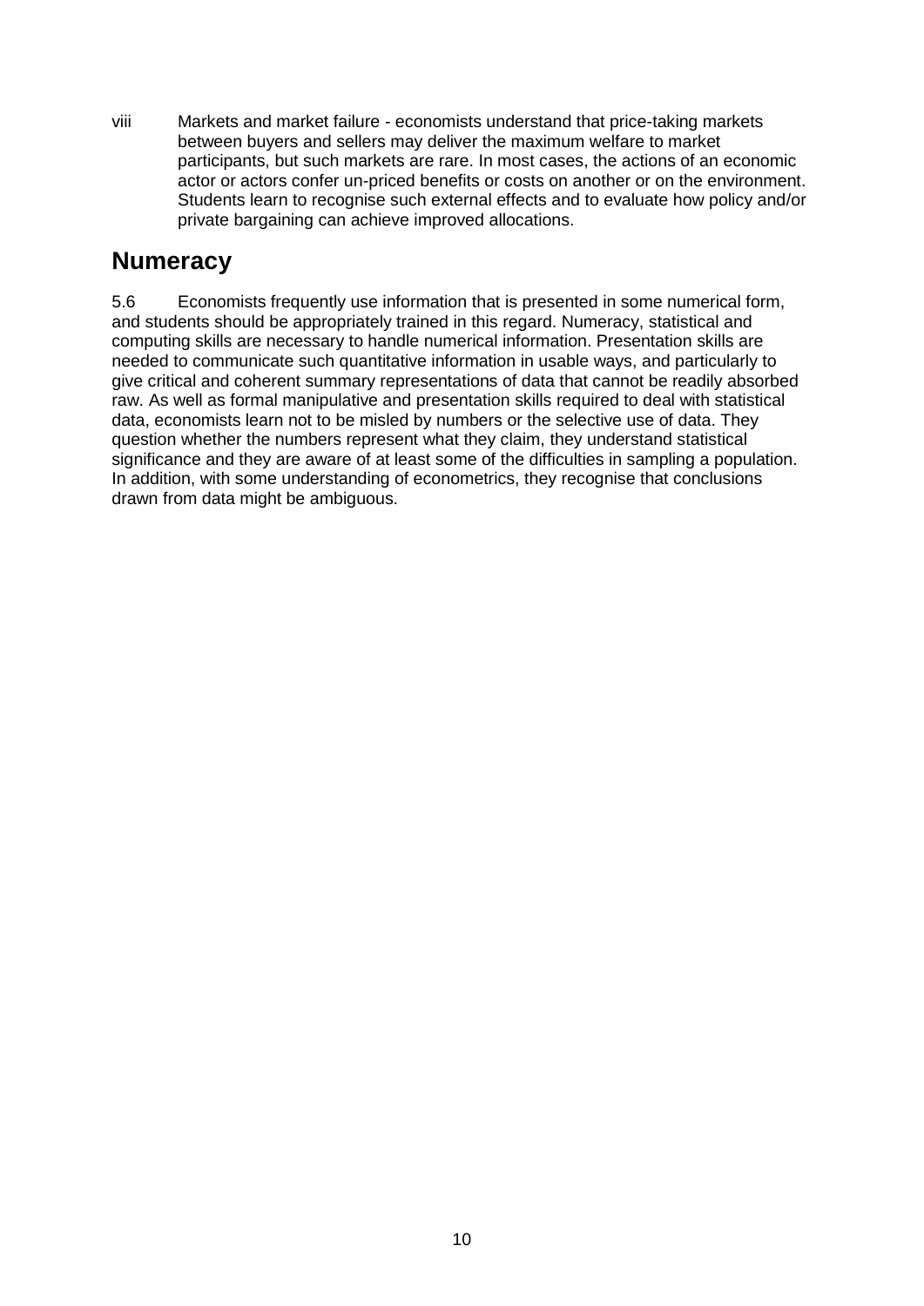viii Markets and market failure - economists understand that price-taking markets between buyers and sellers may deliver the maximum welfare to market participants, but such markets are rare. In most cases, the actions of an economic actor or actors confer un-priced benefits or costs on another or on the environment. Students learn to recognise such external effects and to evaluate how policy and/or private bargaining can achieve improved allocations.

## Numeracy

5.6 Economists frequently use information that is presented in some numerical form, and students should be appropriately trained in this regard. Numeracy, statistical and computing skills are necessary to handle numerical information. Presentation skills are needed to communicate such quantitative information in usable ways, and particularly to give critical and coherent summary representations of data that cannot be readily absorbed raw. As well as formal manipulative and presentation skills required to deal with statistical data, economists learn not to be misled by numbers or the selective use of data. They question whether the numbers represent what they claim, they understand statistical significance and they are aware of at least some of the difficulties in sampling a population. In addition, with some understanding of econometrics, they recognise that conclusions drawn from data might be ambiguous.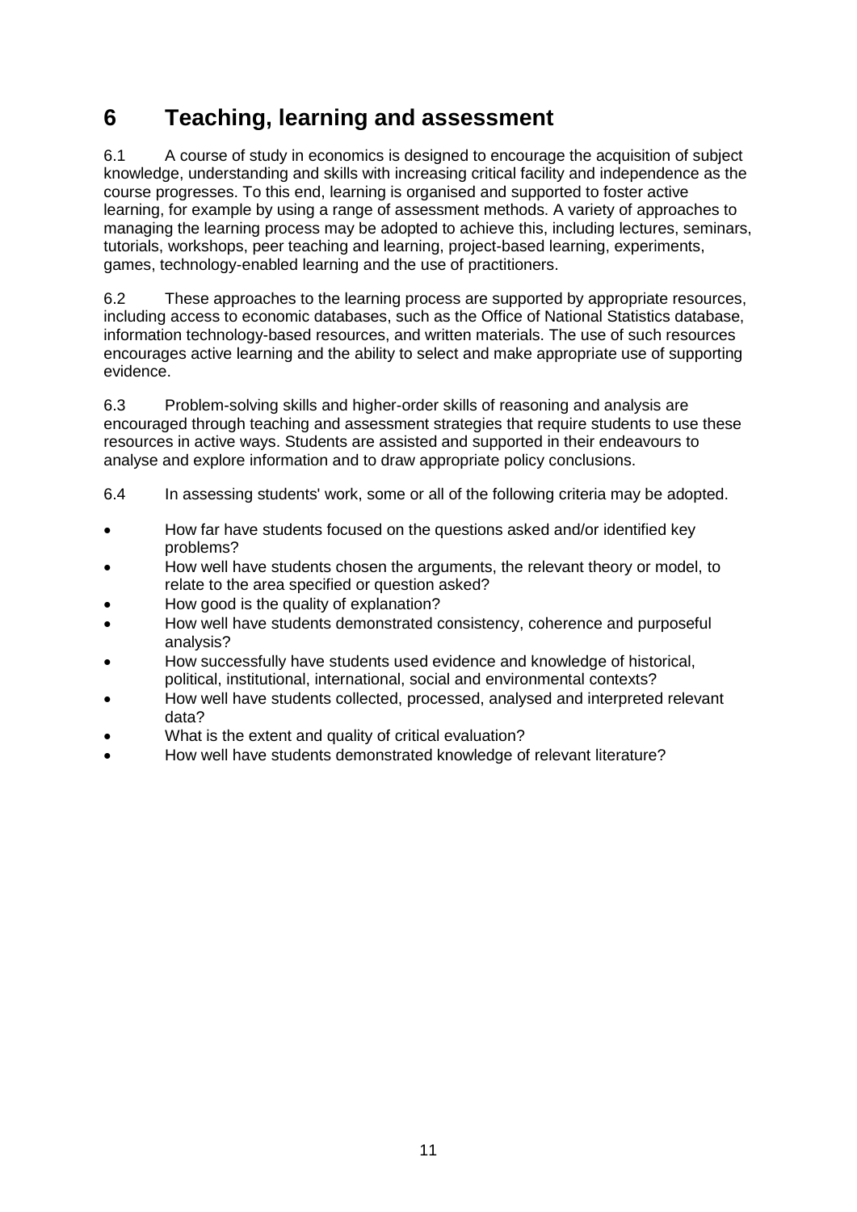# 6 Teaching, learning and assessment

6.1 A course of study in economics is designed to encourage the acquisition of subject knowledge, understanding and skills with increasing critical facility and independence as the course progresses. To this end, learning is organised and supported to foster active learning, for example by using a range of assessment methods. A variety of approaches to managing the learning process may be adopted to achieve this, including lectures, seminars, tutorials, workshops, peer teaching and learning, project-based learning, experiments, games, technology-enabled learning and the use of practitioners.

6.2 These approaches to the learning process are supported by appropriate resources, including access to economic databases, such as the Office of National Statistics database, information technology-based resources, and written materials. The use of such resources encourages active learning and the ability to select and make appropriate use of supporting evidence.

6.3 Problem-solving skills and higher-order skills of reasoning and analysis are encouraged through teaching and assessment strategies that require students to use these resources in active ways. Students are assisted and supported in their endeavours to analyse and explore information and to draw appropriate policy conclusions.

6.4 In assessing students' work, some or all of the following criteria may be adopted.

- How far have students focused on the questions asked and/or identified key problems?
- How well have students chosen the arguments, the relevant theory or model, to relate to the area specified or question asked?
- How good is the quality of explanation?
- How well have students demonstrated consistency, coherence and purposeful analysis?
- How successfully have students used evidence and knowledge of historical, political, institutional, international, social and environmental contexts?
- How well have students collected, processed, analysed and interpreted relevant data?
- What is the extent and quality of critical evaluation?
- How well have students demonstrated knowledge of relevant literature?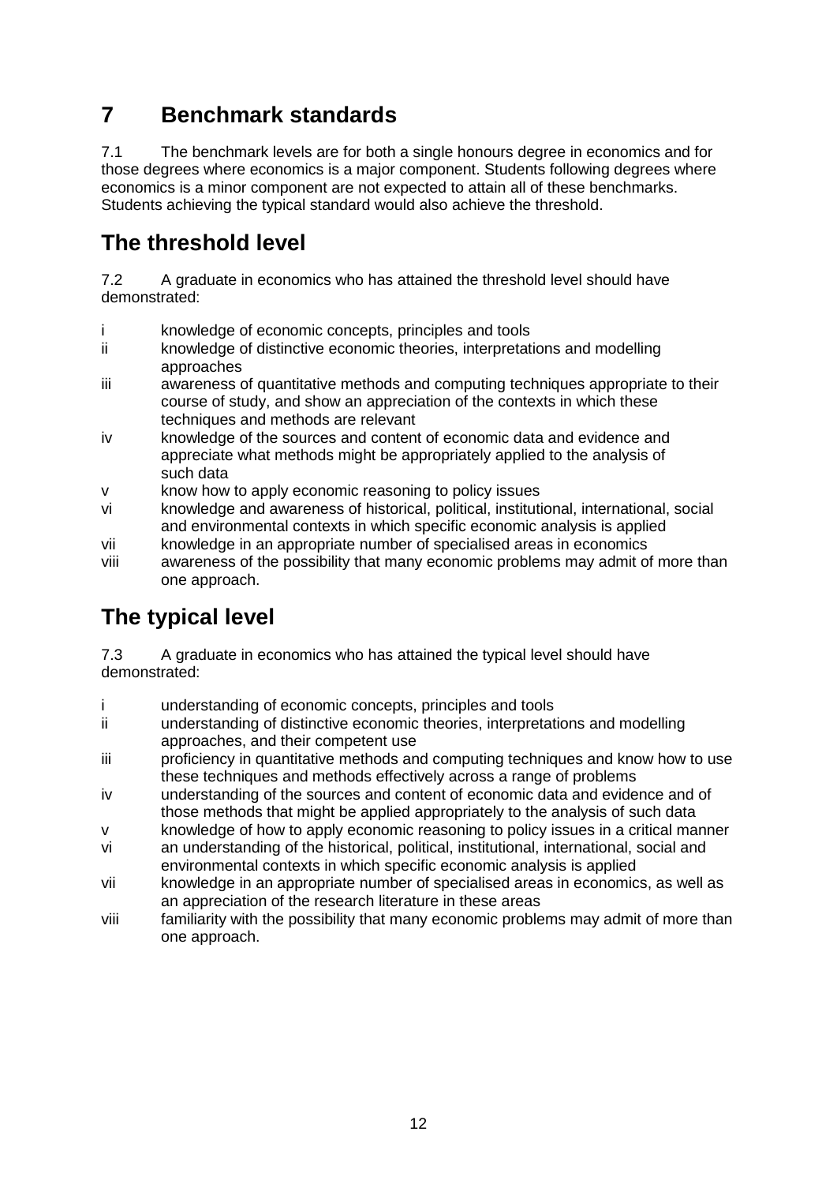# 7 Benchmark standards

7.1 The benchmark levels are for both a single honours degree in economics and for those degrees where economics is a major component. Students following degrees where economics is a minor component are not expected to attain all of these benchmarks. Students achieving the typical standard would also achieve the threshold.

## The threshold level

7.2 A graduate in economics who has attained the threshold level should have demonstrated:

- i knowledge of economic concepts, principles and tools
- ii knowledge of distinctive economic theories, interpretations and modelling approaches
- iii awareness of quantitative methods and computing techniques appropriate to their course of study, and show an appreciation of the contexts in which these techniques and methods are relevant
- iv knowledge of the sources and content of economic data and evidence and appreciate what methods might be appropriately applied to the analysis of such data
- v know how to apply economic reasoning to policy issues
- vi knowledge and awareness of historical, political, institutional, international, social and environmental contexts in which specific economic analysis is applied
- vii knowledge in an appropriate number of specialised areas in economics
- viii awareness of the possibility that many economic problems may admit of more than one approach.

## The typical level

7.3 A graduate in economics who has attained the typical level should have demonstrated:

- i understanding of economic concepts, principles and tools
- ii understanding of distinctive economic theories, interpretations and modelling approaches, and their competent use
- iii proficiency in quantitative methods and computing techniques and know how to use these techniques and methods effectively across a range of problems
- iv understanding of the sources and content of economic data and evidence and of those methods that might be applied appropriately to the analysis of such data
- v knowledge of how to apply economic reasoning to policy issues in a critical manner
- vi an understanding of the historical, political, institutional, international, social and environmental contexts in which specific economic analysis is applied
- vii knowledge in an appropriate number of specialised areas in economics, as well as an appreciation of the research literature in these areas
- viii familiarity with the possibility that many economic problems may admit of more than one approach.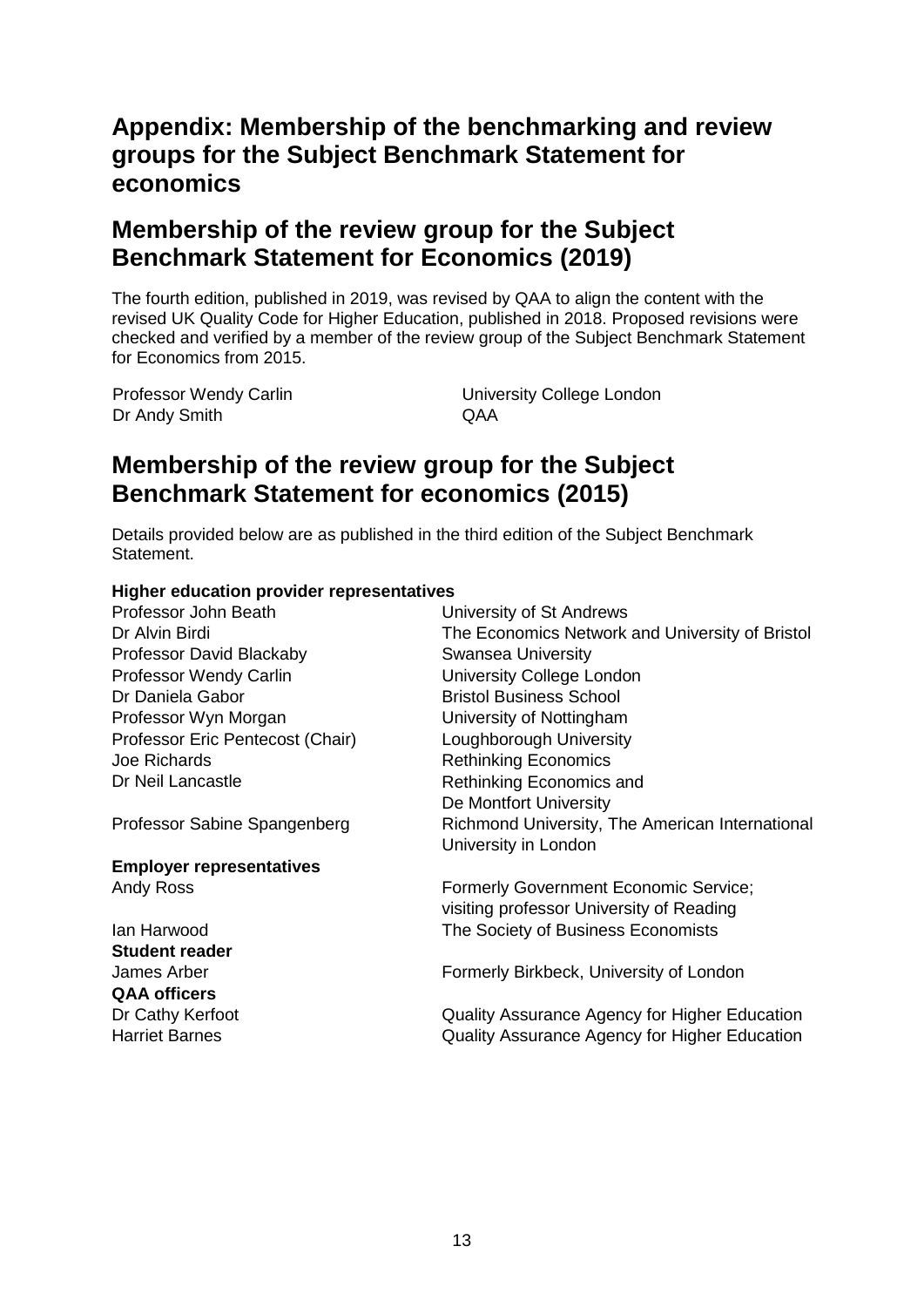# Appendix: Membership of the benchmarking and review groups for the Subject Benchmark Statement for economics

## Membership of the review group for the Subject Benchmark Statement for Economics (2019)

The fourth edition, published in 2019, was revised by QAA to align the content with the revised UK Quality Code for Higher Education, published in 2018. Proposed revisions were checked and verified by a member of the review group of the Subject Benchmark Statement for Economics from 2015.

| | |
|---|---|
| Professor Wendy Carlin | University College London |
| Dr Andy Smith | QAA |

## Membership of the review group for the Subject Benchmark Statement for economics (2015)

Details provided below are as published in the third edition of the Subject Benchmark Statement.

**Higher education provider representatives**

| | |
|---|---|
| Professor John Beath | University of St Andrews |
| Dr Alvin Birdi | The Economics Network and University of Bristol |
| Professor David Blackaby | Swansea University |
| Professor Wendy Carlin | University College London |
| Dr Daniela Gabor | Bristol Business School |
| Professor Wyn Morgan | University of Nottingham |
| Professor Eric Pentecost (Chair) | Loughborough University |
| Joe Richards | Rethinking Economics |
| Dr Neil Lancastle | Rethinking Economics and De Montfort University |
| Professor Sabine Spangenberg | Richmond University, The American International University in London |

**Employer representatives**

| | |
|---|---|
| Andy Ross | Formerly Government Economic Service; visiting professor University of Reading |
| Ian Harwood | The Society of Business Economists |

**Student reader**

| | |
|---|---|
| James Arber | Formerly Birkbeck, University of London |

**QAA officers**

| | |
|---|---|
| Dr Cathy Kerfoot | Quality Assurance Agency for Higher Education |
| Harriet Barnes | Quality Assurance Agency for Higher Education |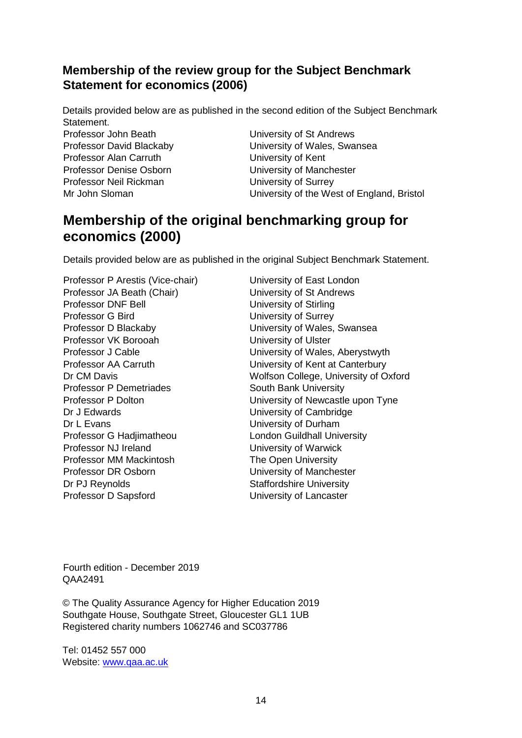## Membership of the review group for the Subject Benchmark Statement for economics (2006)

Details provided below are as published in the second edition of the Subject Benchmark Statement.

| | |
|---|---|
| Professor John Beath | University of St Andrews |
| Professor David Blackaby | University of Wales, Swansea |
| Professor Alan Carruth | University of Kent |
| Professor Denise Osborn | University of Manchester |
| Professor Neil Rickman | University of Surrey |
| Mr John Sloman | University of the West of England, Bristol |

## Membership of the original benchmarking group for economics (2000)

Details provided below are as published in the original Subject Benchmark Statement.

| | |
|---|---|
| Professor P Arestis (Vice-chair) | University of East London |
| Professor JA Beath (Chair) | University of St Andrews |
| Professor DNF Bell | University of Stirling |
| Professor G Bird | University of Surrey |
| Professor D Blackaby | University of Wales, Swansea |
| Professor VK Borooah | University of Ulster |
| Professor J Cable | University of Wales, Aberystwyth |
| Professor AA Carruth | University of Kent at Canterbury |
| Dr CM Davis | Wolfson College, University of Oxford |
| Professor P Demetriades | South Bank University |
| Professor P Dolton | University of Newcastle upon Tyne |
| Dr J Edwards | University of Cambridge |
| Dr L Evans | University of Durham |
| Professor G Hadjimatheou | London Guildhall University |
| Professor NJ Ireland | University of Warwick |
| Professor MM Mackintosh | The Open University |
| Professor DR Osborn | University of Manchester |
| Dr PJ Reynolds | Staffordshire University |
| Professor D Sapsford | University of Lancaster |

Fourth edition - December 2019
QAA2491

© The Quality Assurance Agency for Higher Education 2019
Southgate House, Southgate Street, Gloucester GL1 1UB
Registered charity numbers 1062746 and SC037786

Tel: 01452 557 000
Website: www.qaa.ac.uk